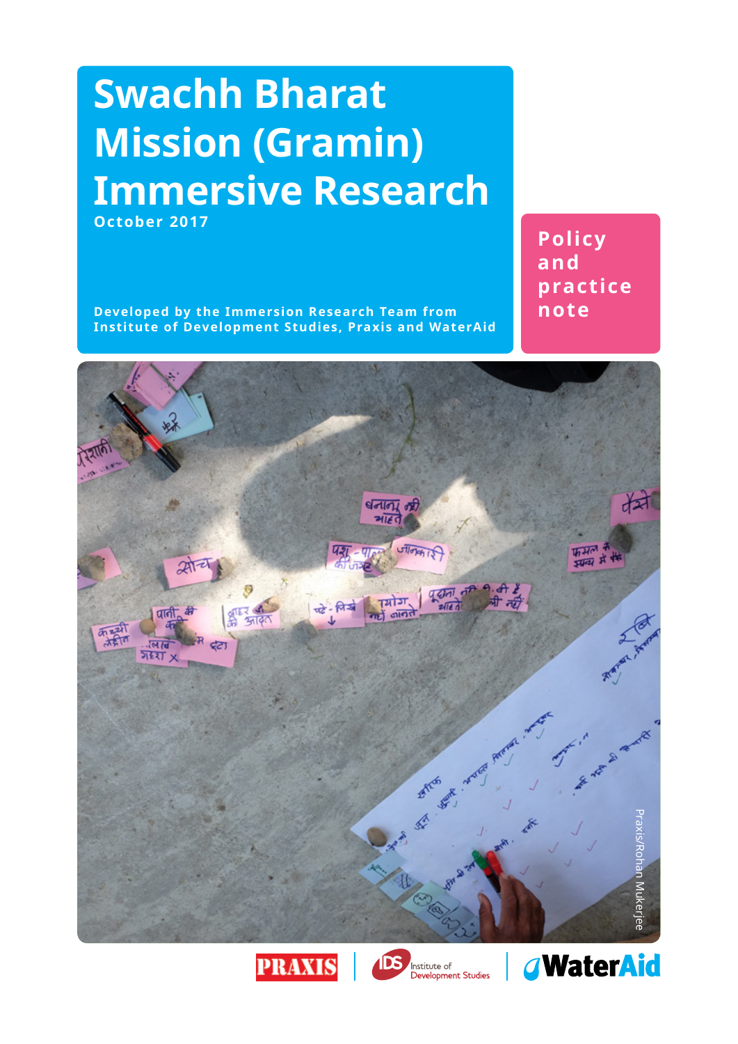# Swachh Bharat Mission (Gramin) Immersive Research

**October 2017**

**Policy and practice note**

**Developed by the Immersion Research Team from Institute of Development Studies, Praxis and WaterAid**

Praxis/Rohan Mukerjee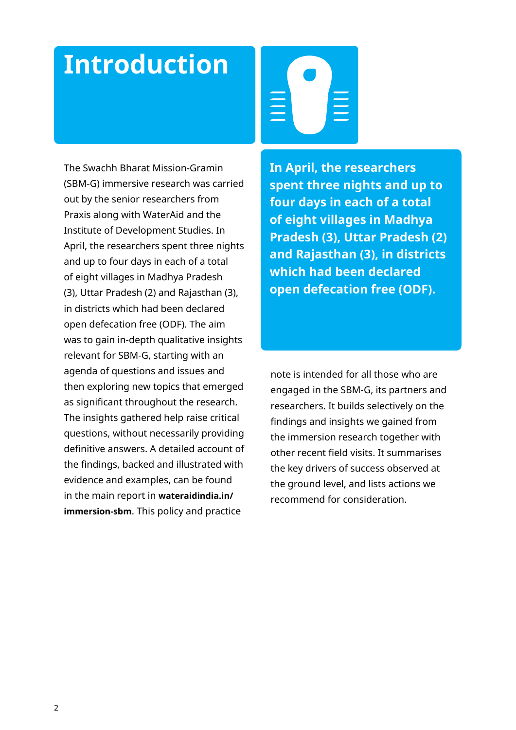# Introduction

The Swachh Bharat Mission-Gramin (SBM-G) immersive research was carried out by the senior researchers from Praxis along with WaterAid and the Institute of Development Studies. In April, the researchers spent three nights and up to four days in each of a total of eight villages in Madhya Pradesh (3), Uttar Pradesh (2) and Rajasthan (3), in districts which had been declared open defecation free (ODF). The aim was to gain in-depth qualitative insights relevant for SBM-G, starting with an agenda of questions and issues and then exploring new topics that emerged as significant throughout the research. The insights gathered help raise critical questions, without necessarily providing definitive answers. A detailed account of the findings, backed and illustrated with evidence and examples, can be found in the main report in **wateraidindia.in/immersion-sbm**. This policy and practice note is intended for all those who are engaged in the SBM-G, its partners and researchers. It builds selectively on the findings and insights we gained from the immersion research together with other recent field visits. It summarises the key drivers of success observed at the ground level, and lists actions we recommend for consideration.

**In April, the researchers spent three nights and up to four days in each of a total of eight villages in Madhya Pradesh (3), Uttar Pradesh (2) and Rajasthan (3), in districts which had been declared open defecation free (ODF).**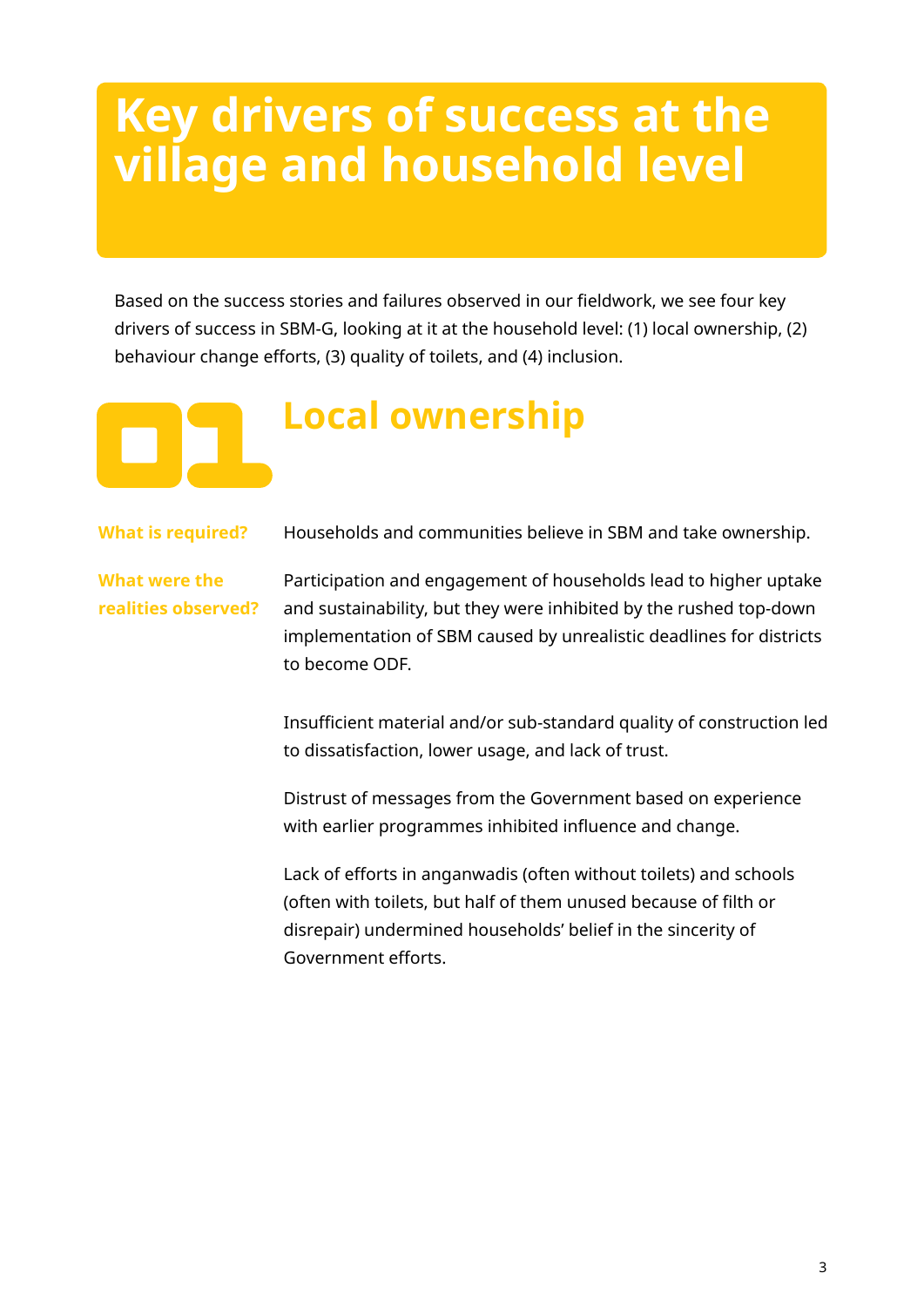# Key drivers of success at the village and household level

Based on the success stories and failures observed in our fieldwork, we see four key drivers of success in SBM-G, looking at it at the household level: (1) local ownership, (2) behaviour change efforts, (3) quality of toilets, and (4) inclusion.

## 01 Local ownership

**What is required?**

Households and communities believe in SBM and take ownership.

**What were the realities observed?**

Participation and engagement of households lead to higher uptake and sustainability, but they were inhibited by the rushed top-down implementation of SBM caused by unrealistic deadlines for districts to become ODF.

Insufficient material and/or sub-standard quality of construction led to dissatisfaction, lower usage, and lack of trust.

Distrust of messages from the Government based on experience with earlier programmes inhibited influence and change.

Lack of efforts in anganwadis (often without toilets) and schools (often with toilets, but half of them unused because of filth or disrepair) undermined households' belief in the sincerity of Government efforts.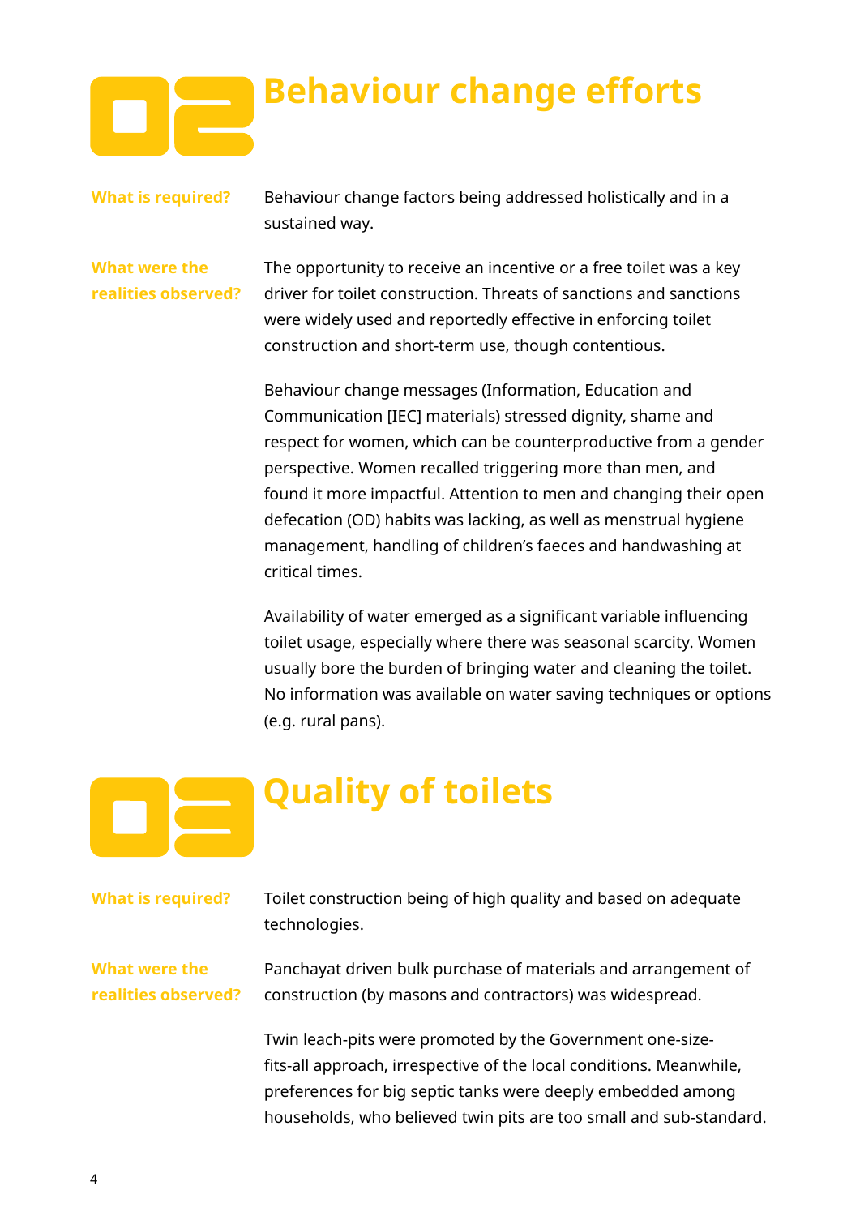# 02 Behaviour change efforts

**What is required?**

Behaviour change factors being addressed holistically and in a sustained way.

**What were the realities observed?**

The opportunity to receive an incentive or a free toilet was a key driver for toilet construction. Threats of sanctions and sanctions were widely used and reportedly effective in enforcing toilet construction and short-term use, though contentious.

Behaviour change messages (Information, Education and Communication [IEC] materials) stressed dignity, shame and respect for women, which can be counterproductive from a gender perspective. Women recalled triggering more than men, and found it more impactful. Attention to men and changing their open defecation (OD) habits was lacking, as well as menstrual hygiene management, handling of children's faeces and handwashing at critical times.

Availability of water emerged as a significant variable influencing toilet usage, especially where there was seasonal scarcity. Women usually bore the burden of bringing water and cleaning the toilet. No information was available on water saving techniques or options (e.g. rural pans).

# 03 Quality of toilets

**What is required?**

Toilet construction being of high quality and based on adequate technologies.

**What were the realities observed?**

Panchayat driven bulk purchase of materials and arrangement of construction (by masons and contractors) was widespread.

Twin leach-pits were promoted by the Government one-size-fits-all approach, irrespective of the local conditions. Meanwhile, preferences for big septic tanks were deeply embedded among households, who believed twin pits are too small and sub-standard.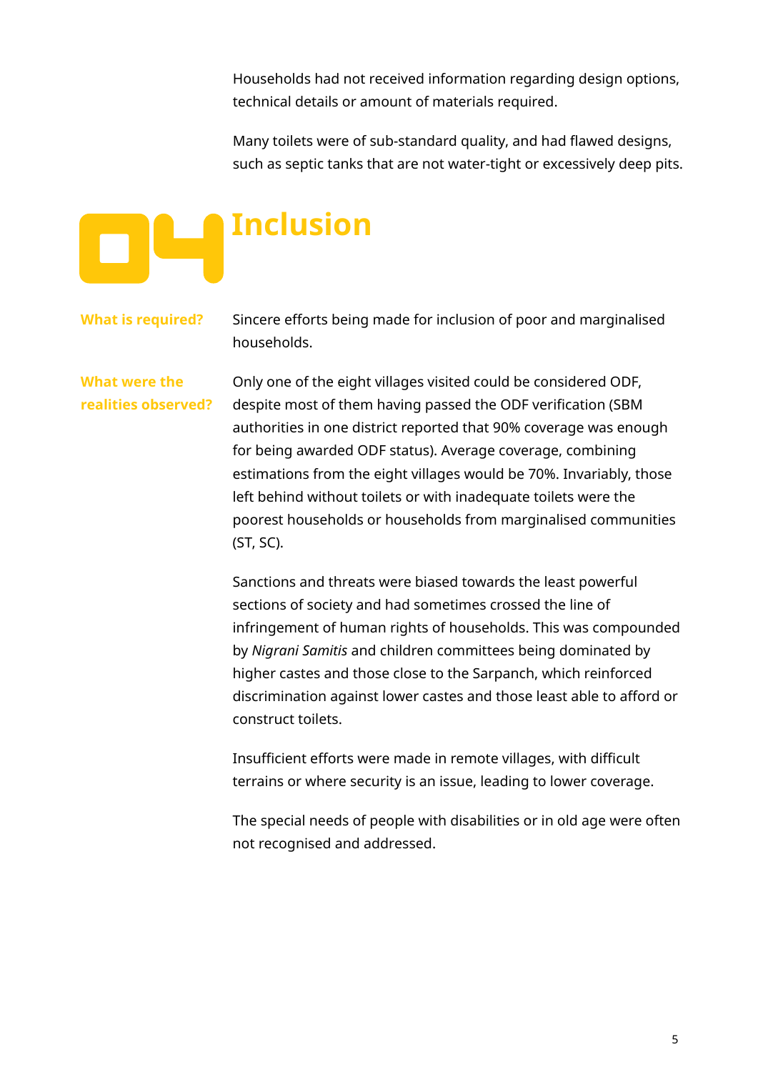Households had not received information regarding design options, technical details or amount of materials required.

Many toilets were of sub-standard quality, and had flawed designs, such as septic tanks that are not water-tight or excessively deep pits.

## 04 Inclusion

**What is required?**

Sincere efforts being made for inclusion of poor and marginalised households.

**What were the realities observed?**

Only one of the eight villages visited could be considered ODF, despite most of them having passed the ODF verification (SBM authorities in one district reported that 90% coverage was enough for being awarded ODF status). Average coverage, combining estimations from the eight villages would be 70%. Invariably, those left behind without toilets or with inadequate toilets were the poorest households or households from marginalised communities (ST, SC).

Sanctions and threats were biased towards the least powerful sections of society and had sometimes crossed the line of infringement of human rights of households. This was compounded by *Nigrani Samitis* and children committees being dominated by higher castes and those close to the Sarpanch, which reinforced discrimination against lower castes and those least able to afford or construct toilets.

Insufficient efforts were made in remote villages, with difficult terrains or where security is an issue, leading to lower coverage.

The special needs of people with disabilities or in old age were often not recognised and addressed.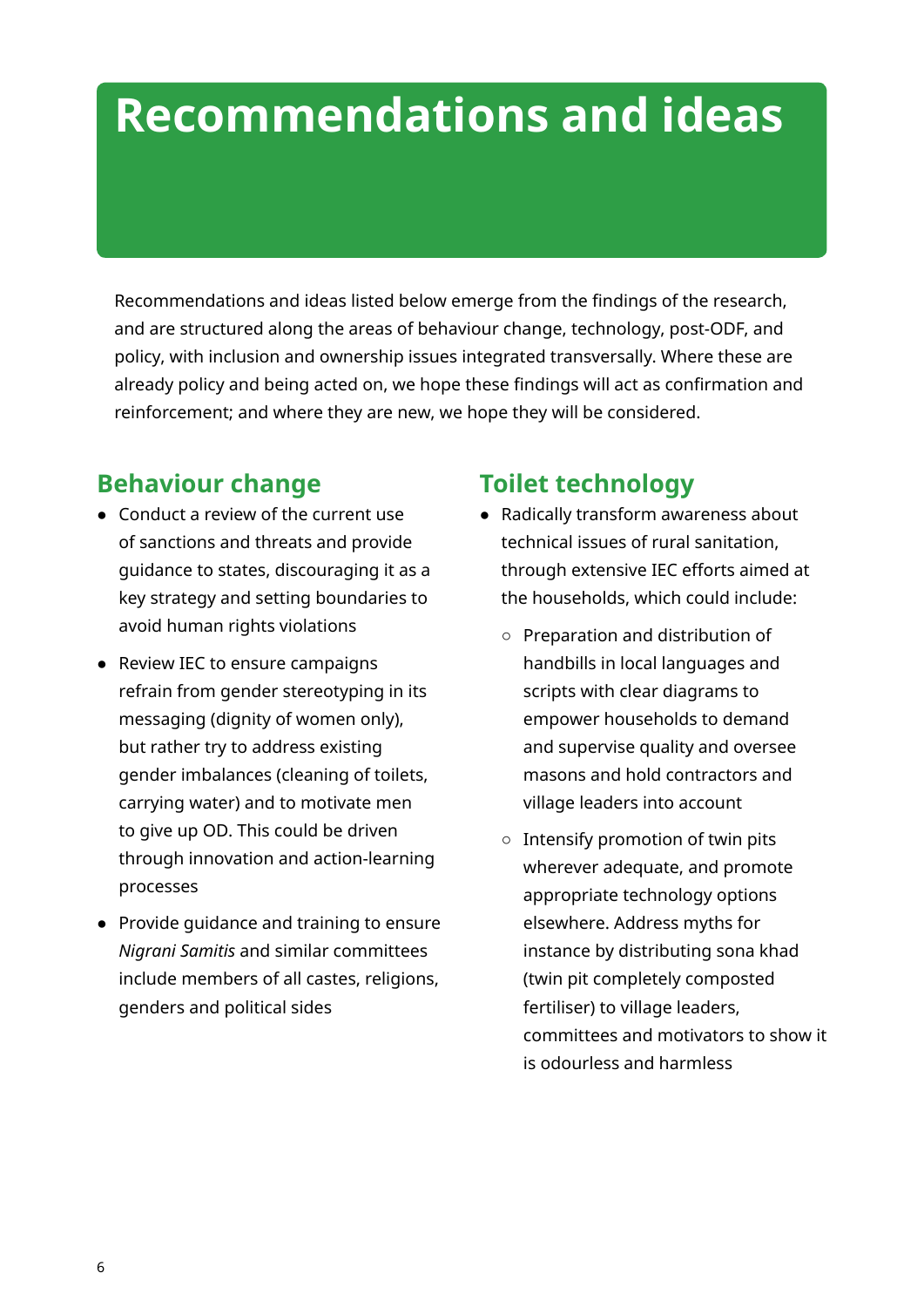# Recommendations and ideas

Recommendations and ideas listed below emerge from the findings of the research, and are structured along the areas of behaviour change, technology, post-ODF, and policy, with inclusion and ownership issues integrated transversally. Where these are already policy and being acted on, we hope these findings will act as confirmation and reinforcement; and where they are new, we hope they will be considered.

## Behaviour change

- Conduct a review of the current use of sanctions and threats and provide guidance to states, discouraging it as a key strategy and setting boundaries to avoid human rights violations
- Review IEC to ensure campaigns refrain from gender stereotyping in its messaging (dignity of women only), but rather try to address existing gender imbalances (cleaning of toilets, carrying water) and to motivate men to give up OD. This could be driven through innovation and action-learning processes
- Provide guidance and training to ensure *Nigrani Samitis* and similar committees include members of all castes, religions, genders and political sides

## Toilet technology

- Radically transform awareness about technical issues of rural sanitation, through extensive IEC efforts aimed at the households, which could include:
  - Preparation and distribution of handbills in local languages and scripts with clear diagrams to empower households to demand and supervise quality and oversee masons and hold contractors and village leaders into account
  - Intensify promotion of twin pits wherever adequate, and promote appropriate technology options elsewhere. Address myths for instance by distributing sona khad (twin pit completely composted fertiliser) to village leaders, committees and motivators to show it is odourless and harmless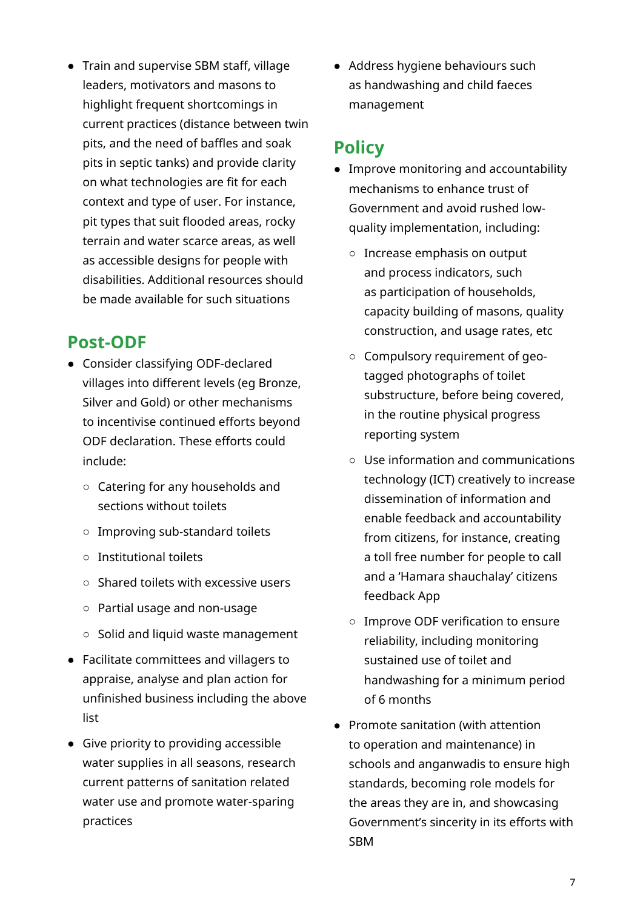- Train and supervise SBM staff, village leaders, motivators and masons to highlight frequent shortcomings in current practices (distance between twin pits, and the need of baffles and soak pits in septic tanks) and provide clarity on what technologies are fit for each context and type of user. For instance, pit types that suit flooded areas, rocky terrain and water scarce areas, as well as accessible designs for people with disabilities. Additional resources should be made available for such situations

## Post-ODF

- Consider classifying ODF-declared villages into different levels (eg Bronze, Silver and Gold) or other mechanisms to incentivise continued efforts beyond ODF declaration. These efforts could include:
  - Catering for any households and sections without toilets
  - Improving sub-standard toilets
  - Institutional toilets
  - Shared toilets with excessive users
  - Partial usage and non-usage
  - Solid and liquid waste management
- Facilitate committees and villagers to appraise, analyse and plan action for unfinished business including the above list
- Give priority to providing accessible water supplies in all seasons, research current patterns of sanitation related water use and promote water-sparing practices
- Address hygiene behaviours such as handwashing and child faeces management

## Policy

- Improve monitoring and accountability mechanisms to enhance trust of Government and avoid rushed low-quality implementation, including:
  - Increase emphasis on output and process indicators, such as participation of households, capacity building of masons, quality construction, and usage rates, etc
  - Compulsory requirement of geo-tagged photographs of toilet substructure, before being covered, in the routine physical progress reporting system
  - Use information and communications technology (ICT) creatively to increase dissemination of information and enable feedback and accountability from citizens, for instance, creating a toll free number for people to call and a 'Hamara shauchalay' citizens feedback App
  - Improve ODF verification to ensure reliability, including monitoring sustained use of toilet and handwashing for a minimum period of 6 months
- Promote sanitation (with attention to operation and maintenance) in schools and anganwadis to ensure high standards, becoming role models for the areas they are in, and showcasing Government's sincerity in its efforts with SBM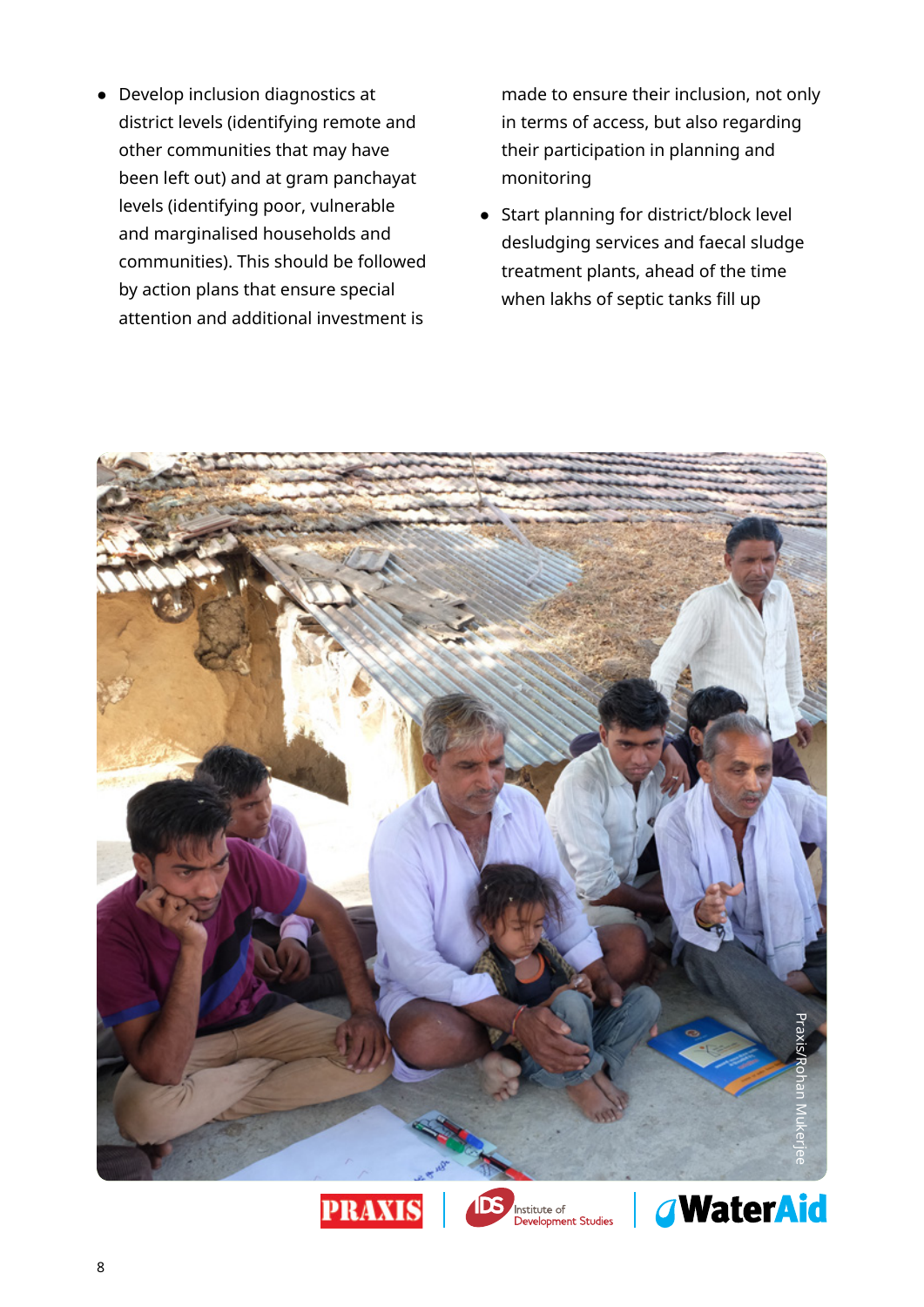- Develop inclusion diagnostics at district levels (identifying remote and other communities that may have been left out) and at gram panchayat levels (identifying poor, vulnerable and marginalised households and communities). This should be followed by action plans that ensure special attention and additional investment is made to ensure their inclusion, not only in terms of access, but also regarding their participation in planning and monitoring
- Start planning for district/block level desludging services and faecal sludge treatment plants, ahead of the time when lakhs of septic tanks fill up

Praxis/Rohan Mukerjee

PRAXIS | IDS Institute of Development Studies | WaterAid